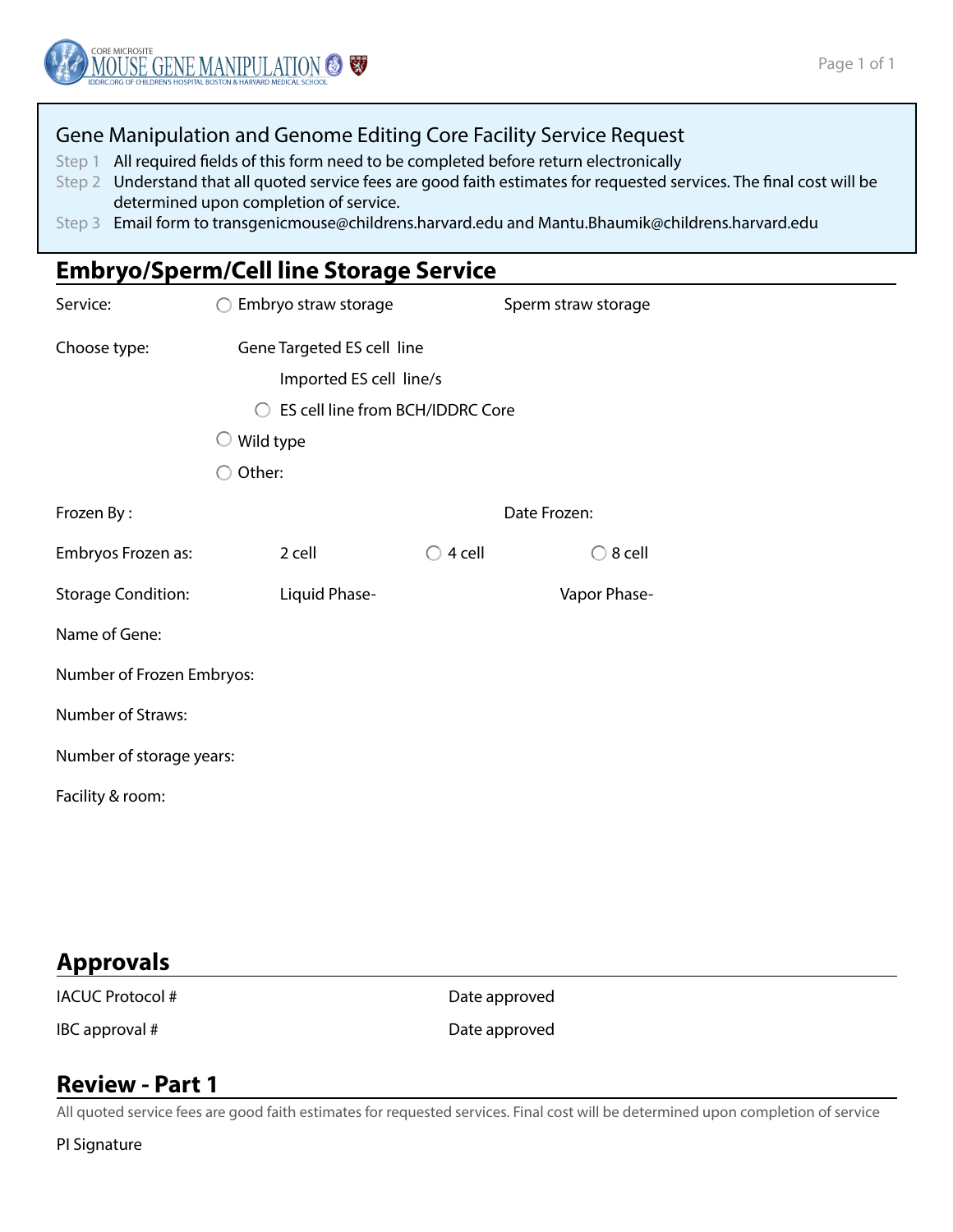CORE MICROSITE
MOUSE GENE MANIPULATION
IDDRC.ORG OF CHILDREN'S HOSPITAL BOSTON & HARVARD MEDICAL SCHOOL

## Gene Manipulation and Genome Editing Core Facility Service Request

Step 1 All required fields of this form need to be completed before return electronically

Step 2 Understand that all quoted service fees are good faith estimates for requested services. The final cost will be determined upon completion of service.

Step 3 Email form to transgenicmouse@childrens.harvard.edu and Mantu.Bhaumik@childrens.harvard.edu

## Embryo/Sperm/Cell line Storage Service

Service: ○ Embryo straw storage    Sperm straw storage

Choose type: Gene Targeted ES cell line

Imported ES cell line/s

○ ES cell line from BCH/IDDRC Core

○ Wild type

○ Other:

Frozen By :    Date Frozen:

Embryos Frozen as: 2 cell    ○ 4 cell    ○ 8 cell

Storage Condition: Liquid Phase-    Vapor Phase-

Name of Gene:

Number of Frozen Embryos:

Number of Straws:

Number of storage years:

Facility & room:

## Approvals

IACUC Protocol #    Date approved

IBC approval #    Date approved

## Review - Part 1

All quoted service fees are good faith estimates for requested services. Final cost will be determined upon completion of service

PI Signature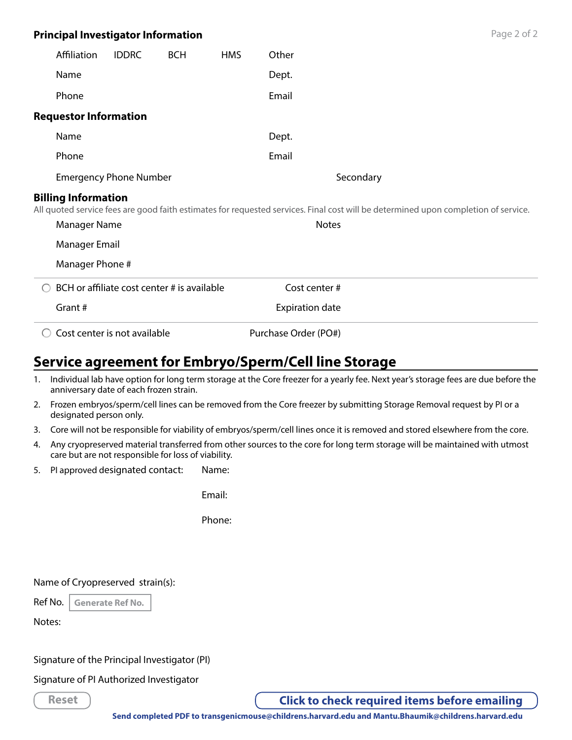### Principal Investigator Information

Affiliation IDDRC BCH HMS Other

Name Dept.

Phone Email

### Requestor Information

Name Dept.

Phone Email

Emergency Phone Number Secondary

### Billing Information

All quoted service fees are good faith estimates for requested services. Final cost will be determined upon completion of service.

Manager Name Notes

Manager Email

Manager Phone #

- ○ BCH or affiliate cost center # is available Cost center #

  Grant # Expiration date

- ○ Cost center is not available Purchase Order (PO#)

## Service agreement for Embryo/Sperm/Cell line Storage

1. Individual lab have option for long term storage at the Core freezer for a yearly fee. Next year's storage fees are due before the anniversary date of each frozen strain.
2. Frozen embryos/sperm/cell lines can be removed from the Core freezer by submitting Storage Removal request by PI or a designated person only.
3. Core will not be responsible for viability of embryos/sperm/cell lines once it is removed and stored elsewhere from the core.
4. Any cryopreserved material transferred from other sources to the core for long term storage will be maintained with utmost care but are not responsible for loss of viability.
5. PI approved designated contact: Name:

   Email:

   Phone:

Name of Cryopreserved strain(s):

Ref No. Generate Ref No.

Notes:

Signature of the Principal Investigator (PI)

Signature of PI Authorized Investigator

Reset

Click to check required items before emailing

**Send completed PDF to transgenicmouse@childrens.harvard.edu and Mantu.Bhaumik@childrens.harvard.edu**